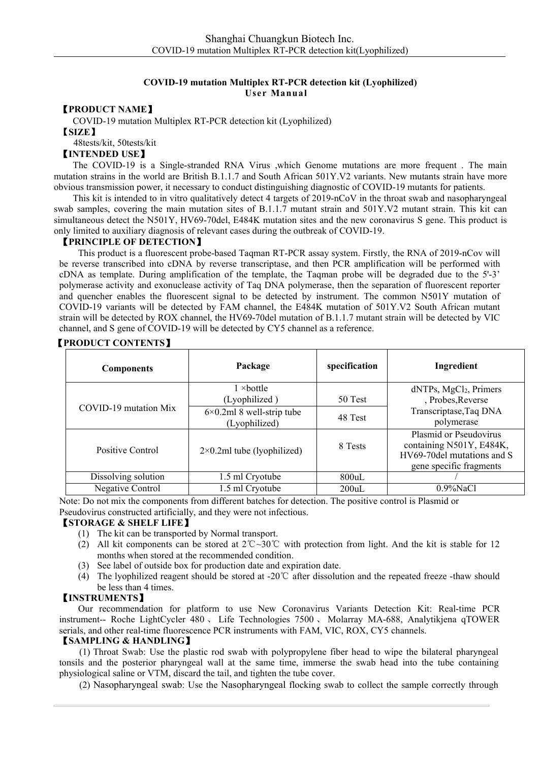**COVID-19 mutation Multiplex RT-PCR detection kit (Lyophilized)**
**User Manual**

## 【PRODUCT NAME】

COVID-19 mutation Multiplex RT-PCR detection kit (Lyophilized)

## 【SIZE】

48tests/kit, 50tests/kit

## 【INTENDED USE】

The COVID-19 is a Single-stranded RNA Virus ,which Genome mutations are more frequent . The main mutation strains in the world are British B.1.1.7 and South African 501Y.V2 variants. New mutants strain have more obvious transmission power, it necessary to conduct distinguishing diagnostic of COVID-19 mutants for patients.

This kit is intended to in vitro qualitatively detect 4 targets of 2019-nCoV in the throat swab and nasopharyngeal swab samples, covering the main mutation sites of B.1.1.7 mutant strain and 501Y.V2 mutant strain. This kit can simultaneous detect the N501Y, HV69-70del, E484K mutation sites and the new coronavirus S gene. This product is only limited to auxiliary diagnosis of relevant cases during the outbreak of COVID-19.

## 【PRINCIPLE OF DETECTION】

This product is a fluorescent probe-based Taqman RT-PCR assay system. Firstly, the RNA of 2019-nCov will be reverse transcribed into cDNA by reverse transcriptase, and then PCR amplification will be performed with cDNA as template. During amplification of the template, the Taqman probe will be degraded due to the 5'-3' polymerase activity and exonuclease activity of Taq DNA polymerase, then the separation of fluorescent reporter and quencher enables the fluorescent signal to be detected by instrument. The common N501Y mutation of COVID-19 variants will be detected by FAM channel, the E484K mutation of 501Y.V2 South African mutant strain will be detected by ROX channel, the HV69-70del mutation of B.1.1.7 mutant strain will be detected by VIC channel, and S gene of COVID-19 will be detected by CY5 channel as a reference.

## 【PRODUCT CONTENTS】

| Components | Package | specification | Ingredient |
|---|---|---|---|
| COVID-19 mutation Mix | 1 ×bottle (Lyophilized ) | 50 Test | dNTPs, $MgCl_2$, Primers , Probes,Reverse Transcriptase,Taq DNA polymerase |
| | 6×0.2ml 8 well-strip tube (Lyophilized) | 48 Test | |
| Positive Control | 2×0.2ml tube (lyophilized) | 8 Tests | Plasmid or Pseudovirus containing N501Y, E484K, HV69-70del mutations and S gene specific fragments |
| Dissolving solution | 1.5 ml Cryotube | 800uL | / |
| Negative Control | 1.5 ml Cryotube | 200uL | 0.9%NaCl |

Note: Do not mix the components from different batches for detection. The positive control is Plasmid or Pseudovirus constructed artificially, and they were not infectious.

## 【STORAGE & SHELF LIFE】

(1) The kit can be transported by Normal transport.

(2) All kit components can be stored at 2℃~30℃ with protection from light. And the kit is stable for 12 months when stored at the recommended condition.

(3) See label of outside box for production date and expiration date.

(4) The lyophilized reagent should be stored at -20℃ after dissolution and the repeated freeze -thaw should be less than 4 times.

## 【INSTRUMENTS】

Our recommendation for platform to use New Coronavirus Variants Detection Kit: Real-time PCR instrument-- Roche LightCycler 480 、 Life Technologies 7500 、 Molarray MA-688, Analytikjena qTOWER serials, and other real-time fluorescence PCR instruments with FAM, VIC, ROX, CY5 channels.

## 【SAMPLING & HANDLING】

(1) Throat Swab: Use the plastic rod swab with polypropylene fiber head to wipe the bilateral pharyngeal tonsils and the posterior pharyngeal wall at the same time, immerse the swab head into the tube containing physiological saline or VTM, discard the tail, and tighten the tube cover.

(2) Nasopharyngeal swab: Use the Nasopharyngeal flocking swab to collect the sample correctly through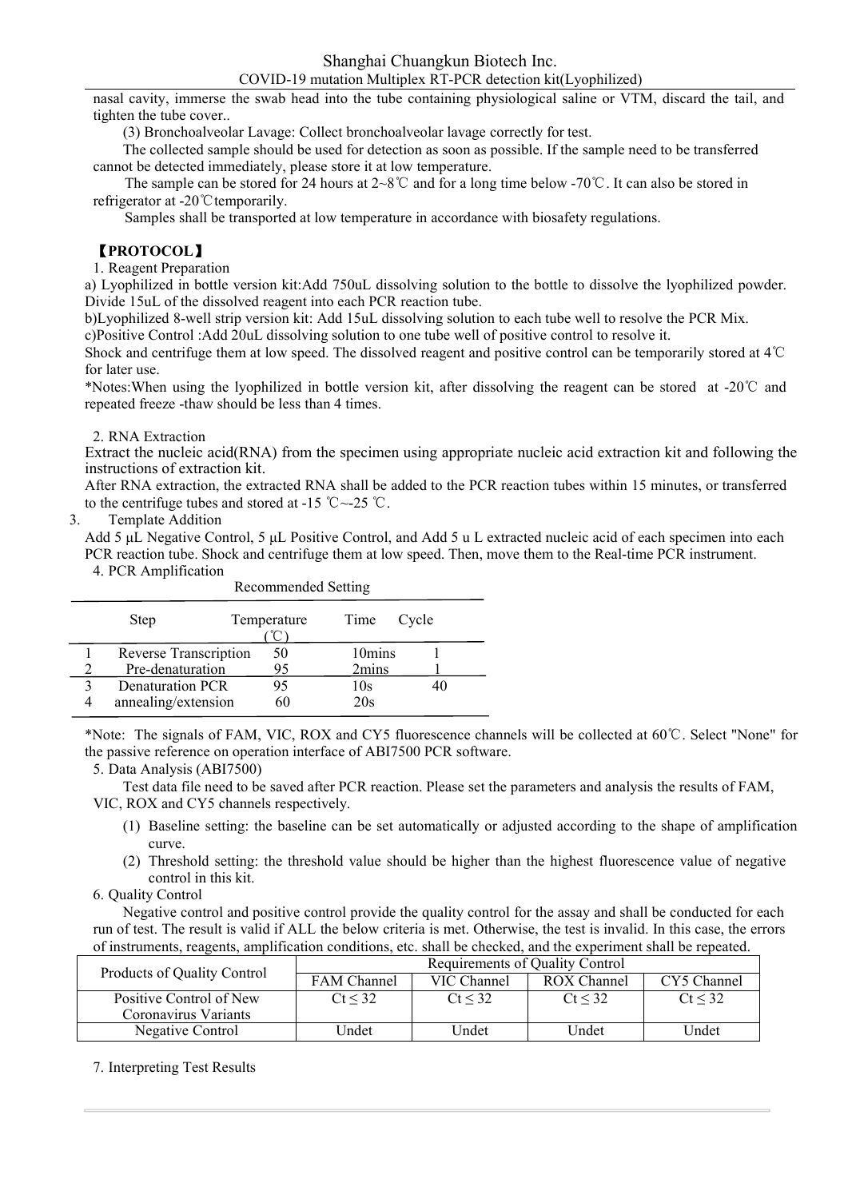nasal cavity, immerse the swab head into the tube containing physiological saline or VTM, discard the tail, and tighten the tube cover..

(3) Bronchoalveolar Lavage: Collect bronchoalveolar lavage correctly for test.

The collected sample should be used for detection as soon as possible. If the sample need to be transferred cannot be detected immediately, please store it at low temperature.

The sample can be stored for 24 hours at 2~8℃ and for a long time below -70℃. It can also be stored in refrigerator at -20℃temporarily.

Samples shall be transported at low temperature in accordance with biosafety regulations.

## 【PROTOCOL】

1. Reagent Preparation

a) Lyophilized in bottle version kit:Add 750uL dissolving solution to the bottle to dissolve the lyophilized powder. Divide 15uL of the dissolved reagent into each PCR reaction tube.

b)Lyophilized 8-well strip version kit: Add 15uL dissolving solution to each tube well to resolve the PCR Mix.

c)Positive Control :Add 20uL dissolving solution to one tube well of positive control to resolve it.

Shock and centrifuge them at low speed. The dissolved reagent and positive control can be temporarily stored at 4℃ for later use.

*Notes:When using the lyophilized in bottle version kit, after dissolving the reagent can be stored at -20℃ and repeated freeze -thaw should be less than 4 times.

2. RNA Extraction

Extract the nucleic acid(RNA) from the specimen using appropriate nucleic acid extraction kit and following the instructions of extraction kit.

After RNA extraction, the extracted RNA shall be added to the PCR reaction tubes within 15 minutes, or transferred to the centrifuge tubes and stored at -15 ℃~-25 ℃.

3. Template Addition

Add 5 µL Negative Control, 5 µL Positive Control, and Add 5 u L extracted nucleic acid of each specimen into each PCR reaction tube. Shock and centrifuge them at low speed. Then, move them to the Real-time PCR instrument.

4. PCR Amplification

Recommended Setting

| | Step | Temperature (℃) | Time | Cycle |
|---|---|---|---|---|
| 1 | Reverse Transcription | 50 | 10mins | 1 |
| 2 | Pre-denaturation | 95 | 2mins | 1 |
| 3 | Denaturation PCR | 95 | 10s | 40 |
| 4 | annealing/extension | 60 | 20s | |

*Note: The signals of FAM, VIC, ROX and CY5 fluorescence channels will be collected at 60℃. Select "None" for the passive reference on operation interface of ABI7500 PCR software.

5. Data Analysis (ABI7500)

Test data file need to be saved after PCR reaction. Please set the parameters and analysis the results of FAM, VIC, ROX and CY5 channels respectively.

(1) Baseline setting: the baseline can be set automatically or adjusted according to the shape of amplification curve.

(2) Threshold setting: the threshold value should be higher than the highest fluorescence value of negative control in this kit.

6. Quality Control

Negative control and positive control provide the quality control for the assay and shall be conducted for each run of test. The result is valid if ALL the below criteria is met. Otherwise, the test is invalid. In this case, the errors of instruments, reagents, amplification conditions, etc. shall be checked, and the experiment shall be repeated.

| Products of Quality Control | Requirements of Quality Control | | | |
|---|---|---|---|---|
| | FAM Channel | VIC Channel | ROX Channel | CY5 Channel |
| Positive Control of New Coronavirus Variants | Ct ≤ 32 | Ct ≤ 32 | Ct ≤ 32 | Ct ≤ 32 |
| Negative Control | Undet | Undet | Undet | Undet |

7. Interpreting Test Results